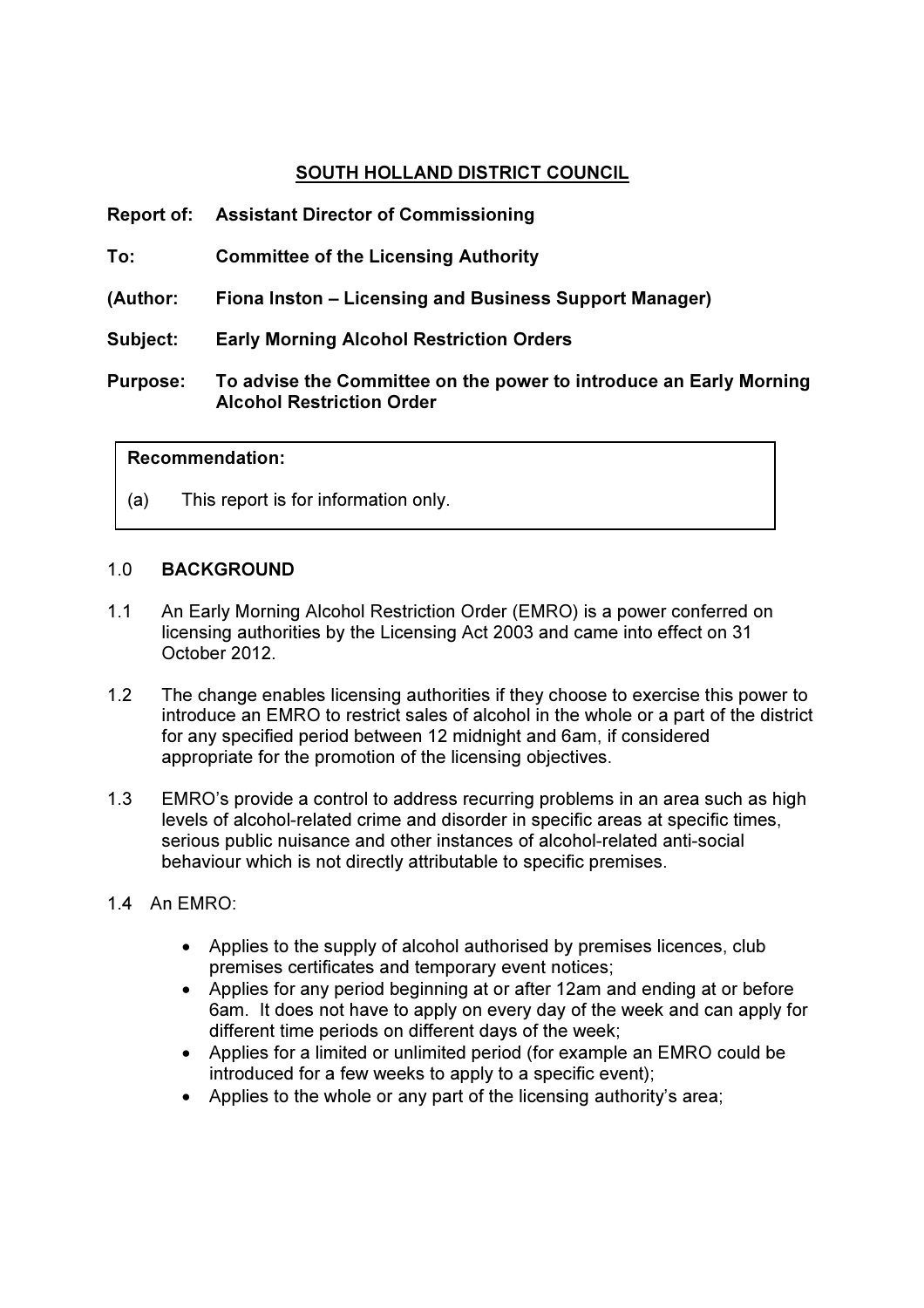## SOUTH HOLLAND DISTRICT COUNCIL

**Report of:** **Assistant Director of Commissioning**

**To:** **Committee of the Licensing Authority**

**(Author:** **Fiona Inston – Licensing and Business Support Manager)**

**Subject:** **Early Morning Alcohol Restriction Orders**

**Purpose:** **To advise the Committee on the power to introduce an Early Morning Alcohol Restriction Order**

| **Recommendation:** |
|---|
| (a) This report is for information only. |

### 1.0 BACKGROUND

1.1 An Early Morning Alcohol Restriction Order (EMRO) is a power conferred on licensing authorities by the Licensing Act 2003 and came into effect on 31 October 2012.

1.2 The change enables licensing authorities if they choose to exercise this power to introduce an EMRO to restrict sales of alcohol in the whole or a part of the district for any specified period between 12 midnight and 6am, if considered appropriate for the promotion of the licensing objectives.

1.3 EMRO's provide a control to address recurring problems in an area such as high levels of alcohol-related crime and disorder in specific areas at specific times, serious public nuisance and other instances of alcohol-related anti-social behaviour which is not directly attributable to specific premises.

1.4 An EMRO:

- Applies to the supply of alcohol authorised by premises licences, club premises certificates and temporary event notices;
- Applies for any period beginning at or after 12am and ending at or before 6am. It does not have to apply on every day of the week and can apply for different time periods on different days of the week;
- Applies for a limited or unlimited period (for example an EMRO could be introduced for a few weeks to apply to a specific event);
- Applies to the whole or any part of the licensing authority's area;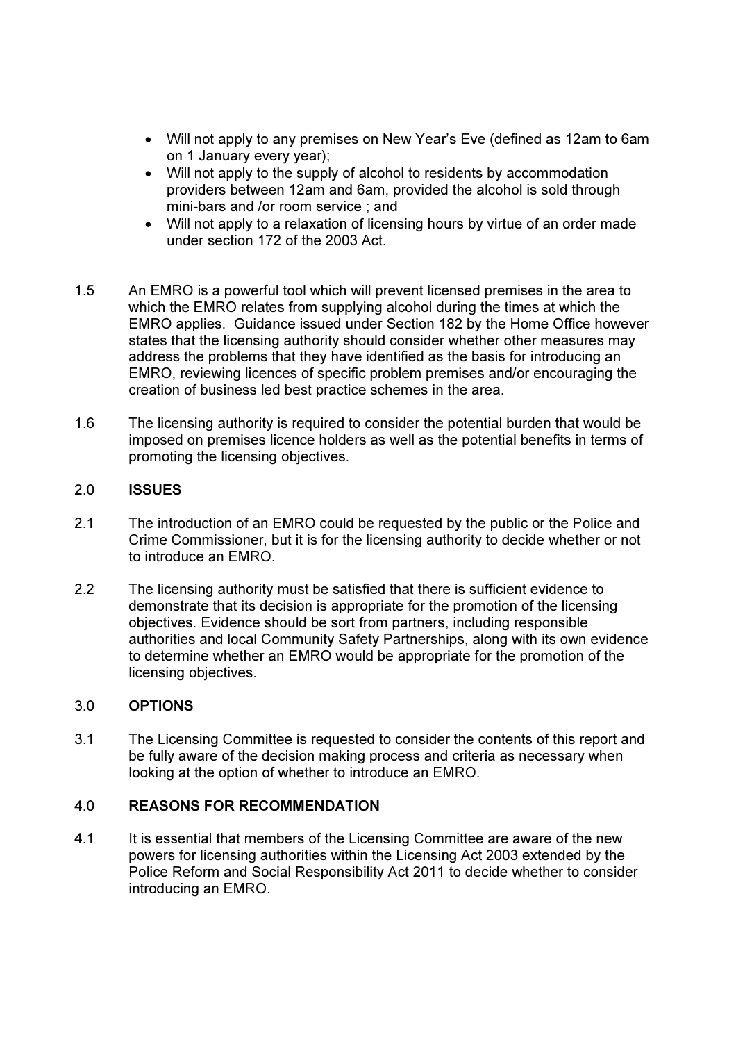- Will not apply to any premises on New Year's Eve (defined as 12am to 6am on 1 January every year);
- Will not apply to the supply of alcohol to residents by accommodation providers between 12am and 6am, provided the alcohol is sold through mini-bars and /or room service ; and
- Will not apply to a relaxation of licensing hours by virtue of an order made under section 172 of the 2003 Act.

1.5 An EMRO is a powerful tool which will prevent licensed premises in the area to which the EMRO relates from supplying alcohol during the times at which the EMRO applies. Guidance issued under Section 182 by the Home Office however states that the licensing authority should consider whether other measures may address the problems that they have identified as the basis for introducing an EMRO, reviewing licences of specific problem premises and/or encouraging the creation of business led best practice schemes in the area.

1.6 The licensing authority is required to consider the potential burden that would be imposed on premises licence holders as well as the potential benefits in terms of promoting the licensing objectives.

## 2.0 ISSUES

2.1 The introduction of an EMRO could be requested by the public or the Police and Crime Commissioner, but it is for the licensing authority to decide whether or not to introduce an EMRO.

2.2 The licensing authority must be satisfied that there is sufficient evidence to demonstrate that its decision is appropriate for the promotion of the licensing objectives. Evidence should be sort from partners, including responsible authorities and local Community Safety Partnerships, along with its own evidence to determine whether an EMRO would be appropriate for the promotion of the licensing objectives.

## 3.0 OPTIONS

3.1 The Licensing Committee is requested to consider the contents of this report and be fully aware of the decision making process and criteria as necessary when looking at the option of whether to introduce an EMRO.

## 4.0 REASONS FOR RECOMMENDATION

4.1 It is essential that members of the Licensing Committee are aware of the new powers for licensing authorities within the Licensing Act 2003 extended by the Police Reform and Social Responsibility Act 2011 to decide whether to consider introducing an EMRO.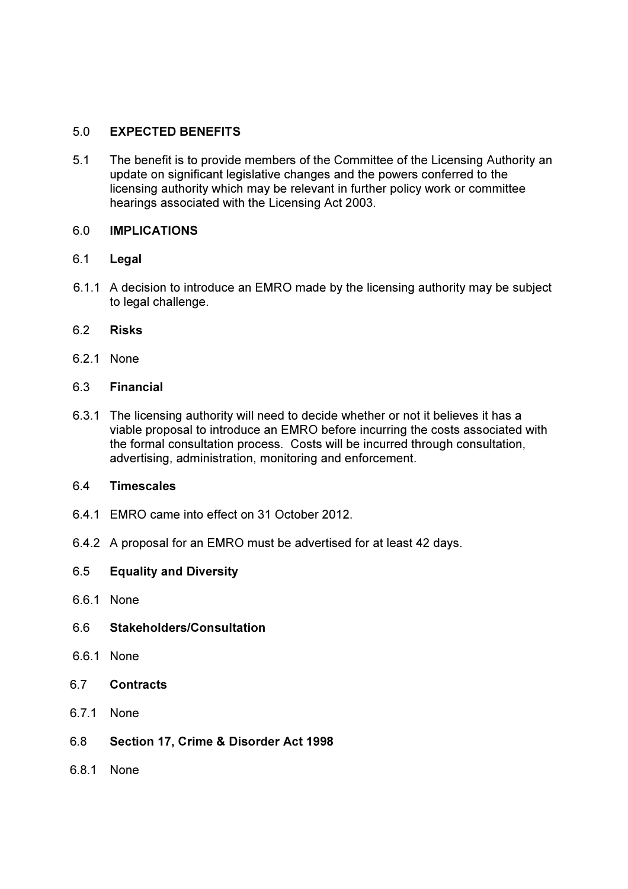5.0 **EXPECTED BENEFITS**

5.1 The benefit is to provide members of the Committee of the Licensing Authority an update on significant legislative changes and the powers conferred to the licensing authority which may be relevant in further policy work or committee hearings associated with the Licensing Act 2003.

6.0 **IMPLICATIONS**

6.1 **Legal**

6.1.1 A decision to introduce an EMRO made by the licensing authority may be subject to legal challenge.

6.2 **Risks**

6.2.1 None

6.3 **Financial**

6.3.1 The licensing authority will need to decide whether or not it believes it has a viable proposal to introduce an EMRO before incurring the costs associated with the formal consultation process. Costs will be incurred through consultation, advertising, administration, monitoring and enforcement.

6.4 **Timescales**

6.4.1 EMRO came into effect on 31 October 2012.

6.4.2 A proposal for an EMRO must be advertised for at least 42 days.

6.5 **Equality and Diversity**

6.6.1 None

6.6 **Stakeholders/Consultation**

6.6.1 None

6.7 **Contracts**

6.7.1 None

6.8 **Section 17, Crime & Disorder Act 1998**

6.8.1 None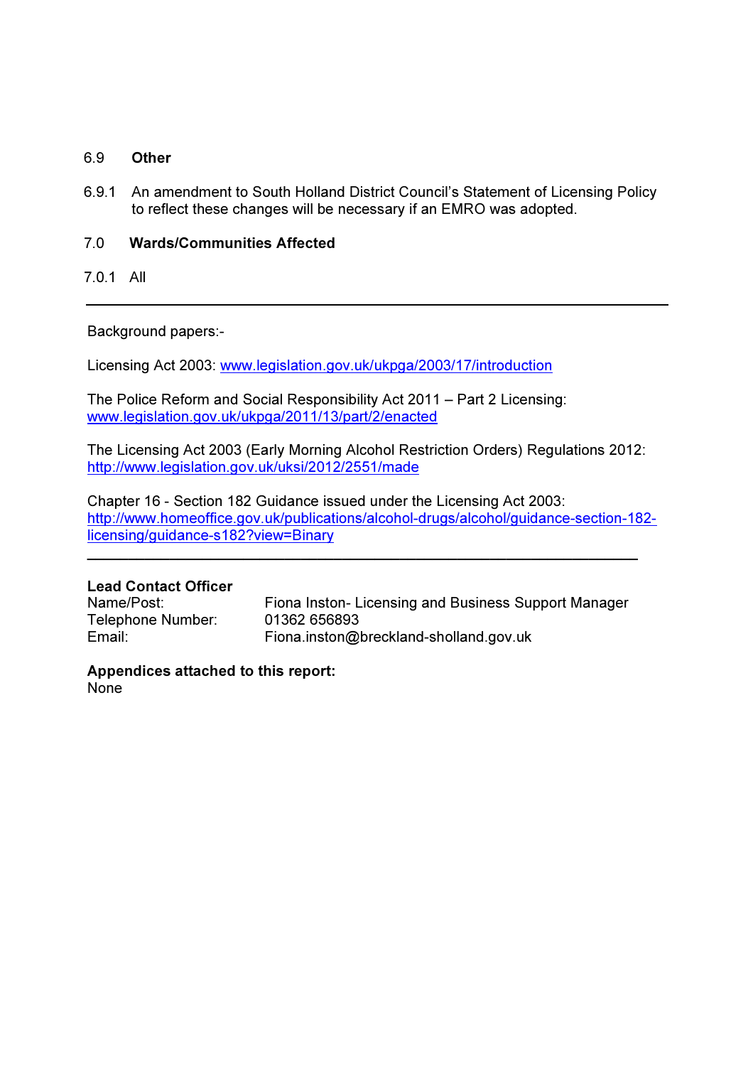### 6.9 Other

6.9.1 An amendment to South Holland District Council's Statement of Licensing Policy to reflect these changes will be necessary if an EMRO was adopted.

## 7.0 Wards/Communities Affected

7.0.1 All

---

Background papers:-

Licensing Act 2003: www.legislation.gov.uk/ukpga/2003/17/introduction

The Police Reform and Social Responsibility Act 2011 – Part 2 Licensing: www.legislation.gov.uk/ukpga/2011/13/part/2/enacted

The Licensing Act 2003 (Early Morning Alcohol Restriction Orders) Regulations 2012: http://www.legislation.gov.uk/uksi/2012/2551/made

Chapter 16 - Section 182 Guidance issued under the Licensing Act 2003: http://www.homeoffice.gov.uk/publications/alcohol-drugs/alcohol/guidance-section-182-licensing/guidance-s182?view=Binary

---

**Lead Contact Officer**

| | |
|---|---|
| Name/Post: | Fiona Inston- Licensing and Business Support Manager |
| Telephone Number: | 01362 656893 |
| Email: | Fiona.inston@breckland-sholland.gov.uk |

**Appendices attached to this report:**
None